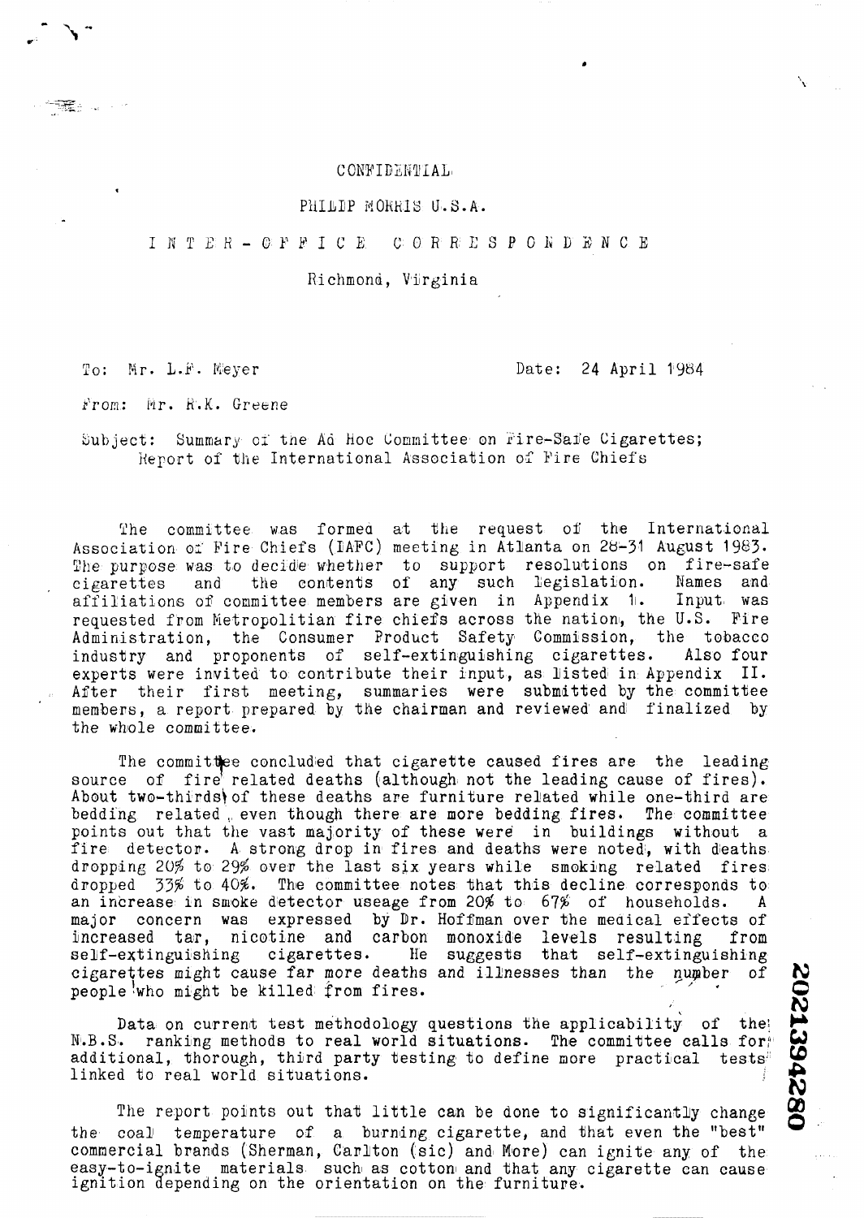CONFIDENTIAL

PHILIP MORRIS U.S.A.

INTER-OFFICE CORRESPONDENCE

Richmond, Virginia

To: Mr. L.F. Meyer

Date: 24 April 1984

From: Mr. R.K. Greene

Subject: Summary of the Ad Hoc Committee on Fire-Safe Cigarettes; Report of the International Association of Fire Chiefs

The committee was formed at the request of the International Association of Fire Chiefs (IAFC) meeting in Atlanta on 28-31 August 1983. The purpose was to decide whether to support resolutions on fire-safe cigarettes and the contents of any such legislation. Names and affiliations of committee members are given in Appendix 1. Input was requested from Metropolitan fire chiefs across the nation, the U.S. Fire Administration, the Consumer Product Safety Commission, the tobacco industry and proponents of self-extinguishing cigarettes. Also four experts were invited to contribute their input, as listed in Appendix II. After their first meeting, summaries were submitted by the committee members, a report prepared by the chairman and reviewed and finalized by the whole committee.

The committee concluded that cigarette caused fires are the leading source of fire related deaths (although not the leading cause of fires). About two-thirds of these deaths are furniture related while one-third are bedding related, even though there are more bedding fires. The committee points out that the vast majority of these were in buildings without a fire detector. A strong drop in fires and deaths were noted, with deaths dropping 20% to 29% over the last six years while smoking related fires dropped 33% to 40%. The committee notes that this decline corresponds to an increase in smoke detector useage from 20% to 67% of households. A major concern was expressed by Dr. Hoffman over the medical effects of increased tar, nicotine and carbon monoxide levels resulting from self-extinguishing cigarettes. He suggests that self-extinguishing cigarettes might cause far more deaths and illnesses than the number of people who might be killed from fires.

Data on current test methodology questions the applicability of the N.B.S. ranking methods to real world situations. The committee calls for additional, thorough, third party testing to define more practical tests linked to real world situations.

The report points out that little can be done to significantly change the coal temperature of a burning cigarette, and that even the "best" commercial brands (Sherman, Carlton (sic) and More) can ignite any of the easy-to-ignite materials such as cotton and that any cigarette can cause ignition depending on the orientation on the furniture.

2021394280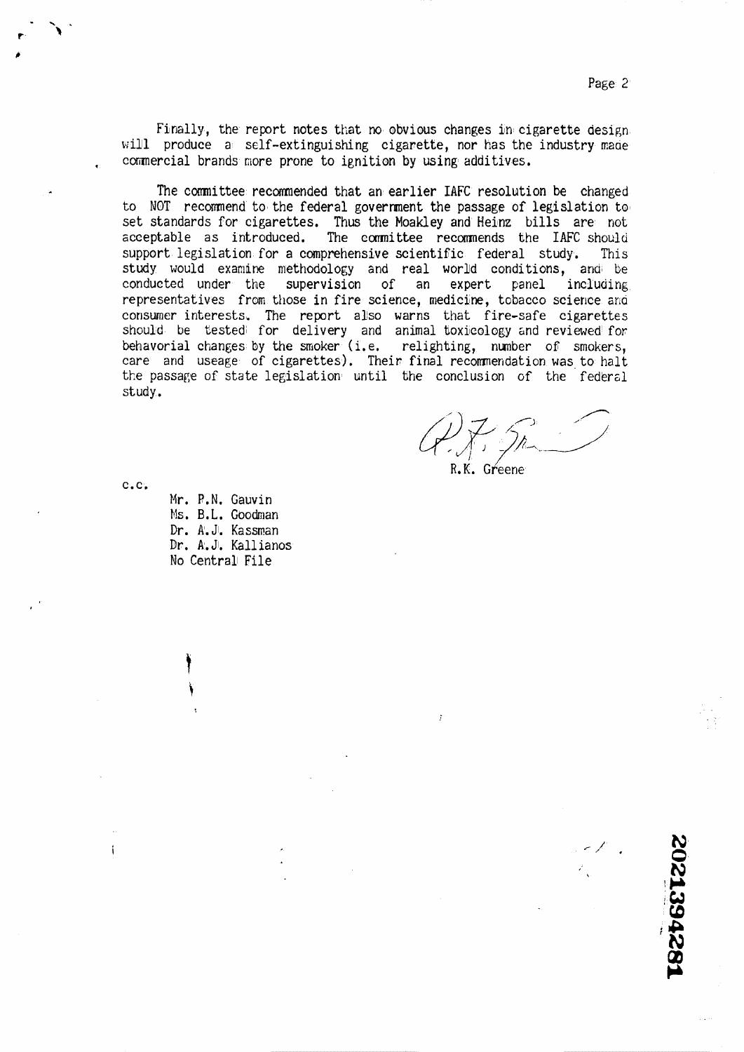Finally, the report notes that no obvious changes in cigarette design will produce a self-extinguishing cigarette, nor has the industry made commercial brands more prone to ignition by using additives.

The committee recommended that an earlier IAFC resolution be changed to NOT recommend to the federal government the passage of legislation to set standards for cigarettes. Thus the Moakley and Heinz bills are not acceptable as introduced. The committee recommends the IAFC should support legislation for a comprehensive scientific federal study. This study would examine methodology and real world conditions, and be conducted under the supervision of an expert panel including representatives from those in fire science, medicine, tobacco science and consumer interests. The report also warns that fire-safe cigarettes should be tested for delivery and animal toxicology and reviewed for behavorial changes by the smoker (i.e. relighting, number of smokers, care and useage of cigarettes). Their final recommendation was to halt the passage of state legislation until the conclusion of the federal study.

R.K. Greene

c.c.

Mr. P.N. Gauvin
Ms. B.L. Goodman
Dr. A.J. Kassman
Dr. A.J. Kallianos
No Central File

2021394281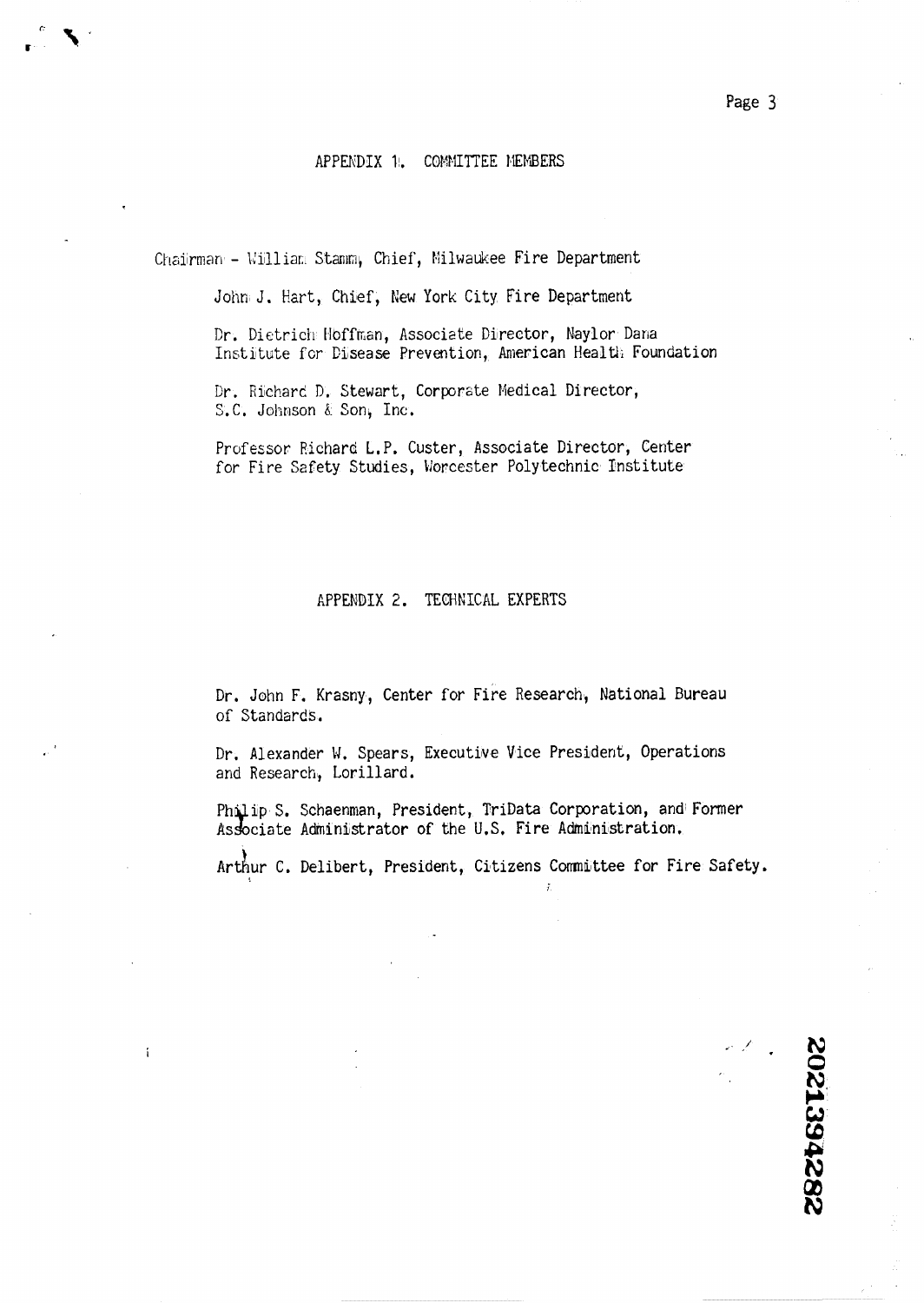## APPENDIX 1. COMMITTEE MEMBERS

Chairman - William Stamm, Chief, Milwaukee Fire Department

John J. Hart, Chief, New York City Fire Department

Dr. Dietrich Hoffman, Associate Director, Naylor Dana Institute for Disease Prevention, American Health Foundation

Dr. Richard D. Stewart, Corporate Medical Director, S.C. Johnson & Son, Inc.

Professor Richard L.P. Custer, Associate Director, Center for Fire Safety Studies, Worcester Polytechnic Institute

## APPENDIX 2. TECHNICAL EXPERTS

Dr. John F. Krasny, Center for Fire Research, National Bureau of Standards.

Dr. Alexander W. Spears, Executive Vice President, Operations and Research, Lorillard.

Philip S. Schaenman, President, TriData Corporation, and Former Associate Administrator of the U.S. Fire Administration.

Arthur C. Delibert, President, Citizens Committee for Fire Safety.

2021394282